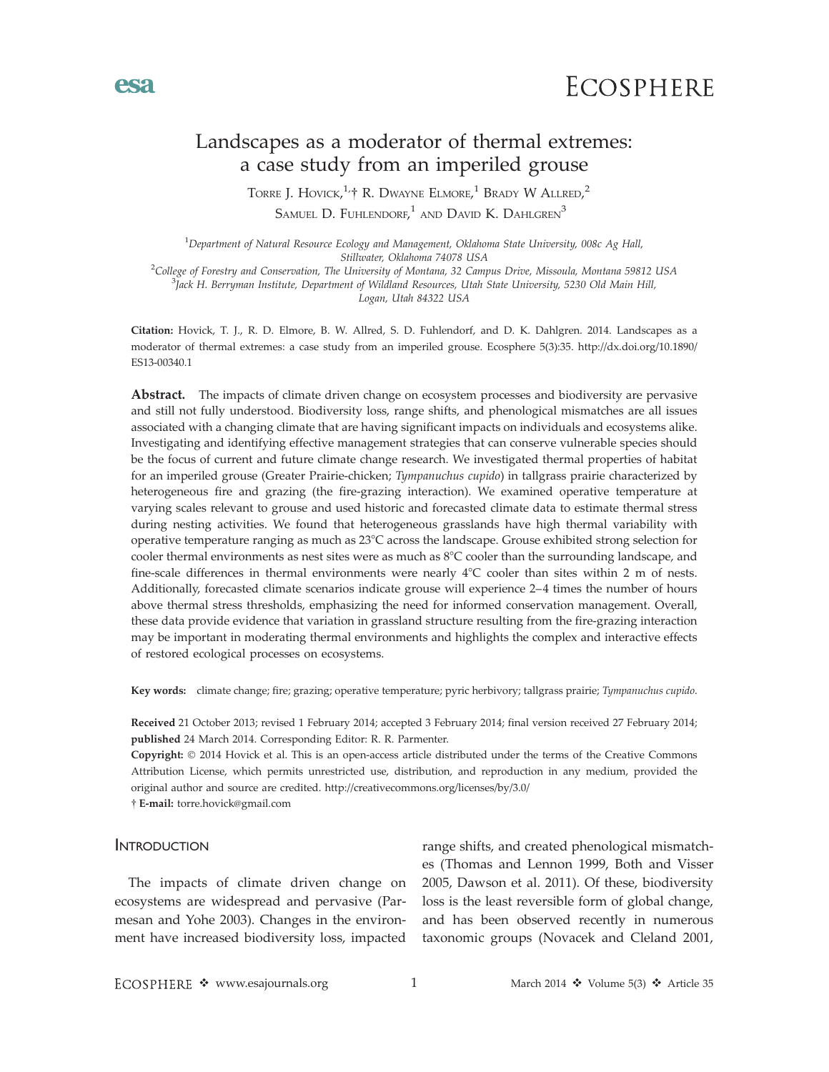# Landscapes as a moderator of thermal extremes: a case study from an imperiled grouse

Torre J. Hovick,[1,†] R. Dwayne Elmore,[1] Brady W Allred,[2] Samuel D. Fuhlendorf,[1] and David K. Dahlgren[3]

[1]Department of Natural Resource Ecology and Management, Oklahoma State University, 008c Ag Hall, Stillwater, Oklahoma 74078 USA
[2]College of Forestry and Conservation, The University of Montana, 32 Campus Drive, Missoula, Montana 59812 USA
[3]Jack H. Berryman Institute, Department of Wildland Resources, Utah State University, 5230 Old Main Hill, Logan, Utah 84322 USA

**Citation:** Hovick, T. J., R. D. Elmore, B. W. Allred, S. D. Fuhlendorf, and D. K. Dahlgren. 2014. Landscapes as a moderator of thermal extremes: a case study from an imperiled grouse. Ecosphere 5(3):35. http://dx.doi.org/10.1890/ES13-00340.1

**Abstract.** The impacts of climate driven change on ecosystem processes and biodiversity are pervasive and still not fully understood. Biodiversity loss, range shifts, and phenological mismatches are all issues associated with a changing climate that are having significant impacts on individuals and ecosystems alike. Investigating and identifying effective management strategies that can conserve vulnerable species should be the focus of current and future climate change research. We investigated thermal properties of habitat for an imperiled grouse (Greater Prairie-chicken; *Tympanuchus cupido*) in tallgrass prairie characterized by heterogeneous fire and grazing (the fire-grazing interaction). We examined operative temperature at varying scales relevant to grouse and used historic and forecasted climate data to estimate thermal stress during nesting activities. We found that heterogeneous grasslands have high thermal variability with operative temperature ranging as much as 23°C across the landscape. Grouse exhibited strong selection for cooler thermal environments as nest sites were as much as 8°C cooler than the surrounding landscape, and fine-scale differences in thermal environments were nearly 4°C cooler than sites within 2 m of nests. Additionally, forecasted climate scenarios indicate grouse will experience 2–4 times the number of hours above thermal stress thresholds, emphasizing the need for informed conservation management. Overall, these data provide evidence that variation in grassland structure resulting from the fire-grazing interaction may be important in moderating thermal environments and highlights the complex and interactive effects of restored ecological processes on ecosystems.

**Key words:** climate change; fire; grazing; operative temperature; pyric herbivory; tallgrass prairie; *Tympanuchus cupido.*

**Received** 21 October 2013; revised 1 February 2014; accepted 3 February 2014; final version received 27 February 2014; **published** 24 March 2014. Corresponding Editor: R. R. Parmenter.

**Copyright:** © 2014 Hovick et al. This is an open-access article distributed under the terms of the Creative Commons Attribution License, which permits unrestricted use, distribution, and reproduction in any medium, provided the original author and source are credited. http://creativecommons.org/licenses/by/3.0/

† **E-mail:** torre.hovick@gmail.com

## Introduction

The impacts of climate driven change on ecosystems are widespread and pervasive (Parmesan and Yohe 2003). Changes in the environment have increased biodiversity loss, impacted range shifts, and created phenological mismatches (Thomas and Lennon 1999, Both and Visser 2005, Dawson et al. 2011). Of these, biodiversity loss is the least reversible form of global change, and has been observed recently in numerous taxonomic groups (Novacek and Cleland 2001,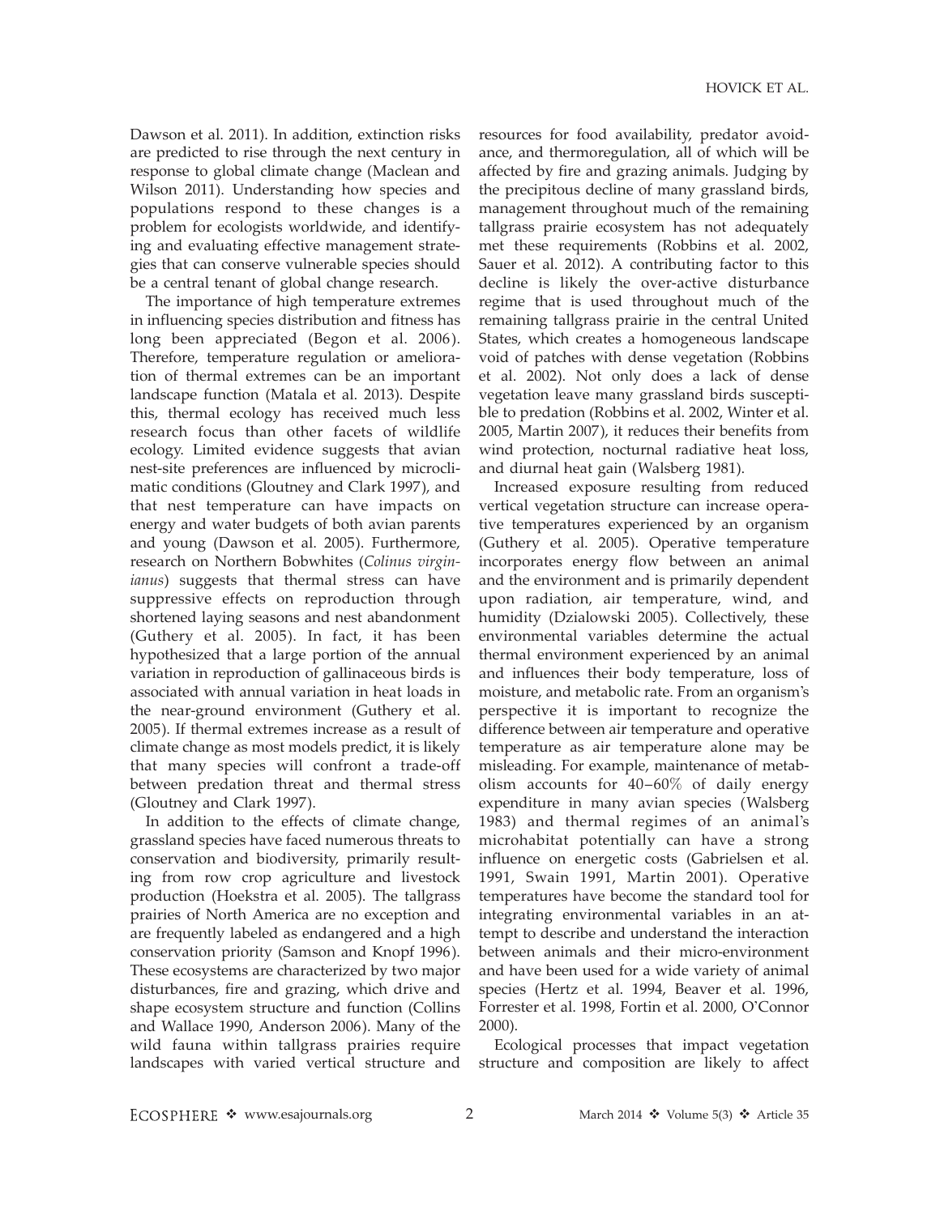Dawson et al. 2011). In addition, extinction risks are predicted to rise through the next century in response to global climate change (Maclean and Wilson 2011). Understanding how species and populations respond to these changes is a problem for ecologists worldwide, and identifying and evaluating effective management strategies that can conserve vulnerable species should be a central tenant of global change research.

The importance of high temperature extremes in influencing species distribution and fitness has long been appreciated (Begon et al. 2006). Therefore, temperature regulation or amelioration of thermal extremes can be an important landscape function (Matala et al. 2013). Despite this, thermal ecology has received much less research focus than other facets of wildlife ecology. Limited evidence suggests that avian nest-site preferences are influenced by microclimatic conditions (Gloutney and Clark 1997), and that nest temperature can have impacts on energy and water budgets of both avian parents and young (Dawson et al. 2005). Furthermore, research on Northern Bobwhites (*Colinus virginianus*) suggests that thermal stress can have suppressive effects on reproduction through shortened laying seasons and nest abandonment (Guthery et al. 2005). In fact, it has been hypothesized that a large portion of the annual variation in reproduction of gallinaceous birds is associated with annual variation in heat loads in the near-ground environment (Guthery et al. 2005). If thermal extremes increase as a result of climate change as most models predict, it is likely that many species will confront a trade-off between predation threat and thermal stress (Gloutney and Clark 1997).

In addition to the effects of climate change, grassland species have faced numerous threats to conservation and biodiversity, primarily resulting from row crop agriculture and livestock production (Hoekstra et al. 2005). The tallgrass prairies of North America are no exception and are frequently labeled as endangered and a high conservation priority (Samson and Knopf 1996). These ecosystems are characterized by two major disturbances, fire and grazing, which drive and shape ecosystem structure and function (Collins and Wallace 1990, Anderson 2006). Many of the wild fauna within tallgrass prairies require landscapes with varied vertical structure and resources for food availability, predator avoidance, and thermoregulation, all of which will be affected by fire and grazing animals. Judging by the precipitous decline of many grassland birds, management throughout much of the remaining tallgrass prairie ecosystem has not adequately met these requirements (Robbins et al. 2002, Sauer et al. 2012). A contributing factor to this decline is likely the over-active disturbance regime that is used throughout much of the remaining tallgrass prairie in the central United States, which creates a homogeneous landscape void of patches with dense vegetation (Robbins et al. 2002). Not only does a lack of dense vegetation leave many grassland birds susceptible to predation (Robbins et al. 2002, Winter et al. 2005, Martin 2007), it reduces their benefits from wind protection, nocturnal radiative heat loss, and diurnal heat gain (Walsberg 1981).

Increased exposure resulting from reduced vertical vegetation structure can increase operative temperatures experienced by an organism (Guthery et al. 2005). Operative temperature incorporates energy flow between an animal and the environment and is primarily dependent upon radiation, air temperature, wind, and humidity (Dzialowski 2005). Collectively, these environmental variables determine the actual thermal environment experienced by an animal and influences their body temperature, loss of moisture, and metabolic rate. From an organism's perspective it is important to recognize the difference between air temperature and operative temperature as air temperature alone may be misleading. For example, maintenance of metabolism accounts for 40–60% of daily energy expenditure in many avian species (Walsberg 1983) and thermal regimes of an animal's microhabitat potentially can have a strong influence on energetic costs (Gabrielsen et al. 1991, Swain 1991, Martin 2001). Operative temperatures have become the standard tool for integrating environmental variables in an attempt to describe and understand the interaction between animals and their micro-environment and have been used for a wide variety of animal species (Hertz et al. 1994, Beaver et al. 1996, Forrester et al. 1998, Fortin et al. 2000, O'Connor 2000).

Ecological processes that impact vegetation structure and composition are likely to affect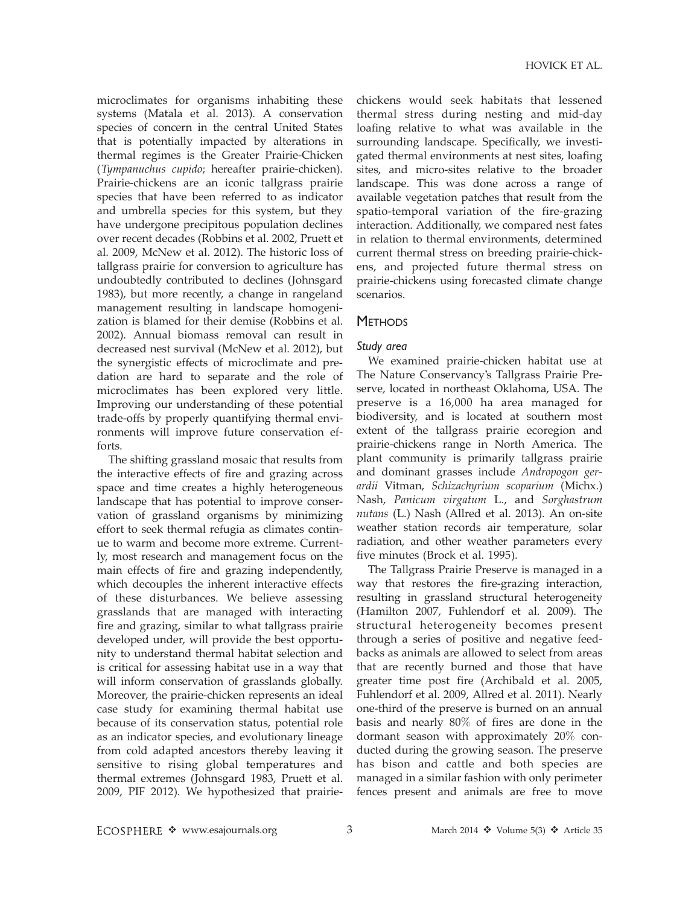microclimates for organisms inhabiting these systems (Matala et al. 2013). A conservation species of concern in the central United States that is potentially impacted by alterations in thermal regimes is the Greater Prairie-Chicken (*Tympanuchus cupido*; hereafter prairie-chicken). Prairie-chickens are an iconic tallgrass prairie species that have been referred to as indicator and umbrella species for this system, but they have undergone precipitous population declines over recent decades (Robbins et al. 2002, Pruett et al. 2009, McNew et al. 2012). The historic loss of tallgrass prairie for conversion to agriculture has undoubtedly contributed to declines (Johnsgard 1983), but more recently, a change in rangeland management resulting in landscape homogenization is blamed for their demise (Robbins et al. 2002). Annual biomass removal can result in decreased nest survival (McNew et al. 2012), but the synergistic effects of microclimate and predation are hard to separate and the role of microclimates has been explored very little. Improving our understanding of these potential trade-offs by properly quantifying thermal environments will improve future conservation efforts.

The shifting grassland mosaic that results from the interactive effects of fire and grazing across space and time creates a highly heterogeneous landscape that has potential to improve conservation of grassland organisms by minimizing effort to seek thermal refugia as climates continue to warm and become more extreme. Currently, most research and management focus on the main effects of fire and grazing independently, which decouples the inherent interactive effects of these disturbances. We believe assessing grasslands that are managed with interacting fire and grazing, similar to what tallgrass prairie developed under, will provide the best opportunity to understand thermal habitat selection and is critical for assessing habitat use in a way that will inform conservation of grasslands globally. Moreover, the prairie-chicken represents an ideal case study for examining thermal habitat use because of its conservation status, potential role as an indicator species, and evolutionary lineage from cold adapted ancestors thereby leaving it sensitive to rising global temperatures and thermal extremes (Johnsgard 1983, Pruett et al. 2009, PIF 2012). We hypothesized that prairie-chickens would seek habitats that lessened thermal stress during nesting and mid-day loafing relative to what was available in the surrounding landscape. Specifically, we investigated thermal environments at nest sites, loafing sites, and micro-sites relative to the broader landscape. This was done across a range of available vegetation patches that result from the spatio-temporal variation of the fire-grazing interaction. Additionally, we compared nest fates in relation to thermal environments, determined current thermal stress on breeding prairie-chickens, and projected future thermal stress on prairie-chickens using forecasted climate change scenarios.

## Methods

### Study area

We examined prairie-chicken habitat use at The Nature Conservancy's Tallgrass Prairie Preserve, located in northeast Oklahoma, USA. The preserve is a 16,000 ha area managed for biodiversity, and is located at southern most extent of the tallgrass prairie ecoregion and prairie-chickens range in North America. The plant community is primarily tallgrass prairie and dominant grasses include *Andropogon gerardii* Vitman, *Schizachyrium scoparium* (Michx.) Nash, *Panicum virgatum* L., and *Sorghastrum nutans* (L.) Nash (Allred et al. 2013). An on-site weather station records air temperature, solar radiation, and other weather parameters every five minutes (Brock et al. 1995).

The Tallgrass Prairie Preserve is managed in a way that restores the fire-grazing interaction, resulting in grassland structural heterogeneity (Hamilton 2007, Fuhlendorf et al. 2009). The structural heterogeneity becomes present through a series of positive and negative feedbacks as animals are allowed to select from areas that are recently burned and those that have greater time post fire (Archibald et al. 2005, Fuhlendorf et al. 2009, Allred et al. 2011). Nearly one-third of the preserve is burned on an annual basis and nearly 80% of fires are done in the dormant season with approximately 20% conducted during the growing season. The preserve has bison and cattle and both species are managed in a similar fashion with only perimeter fences present and animals are free to move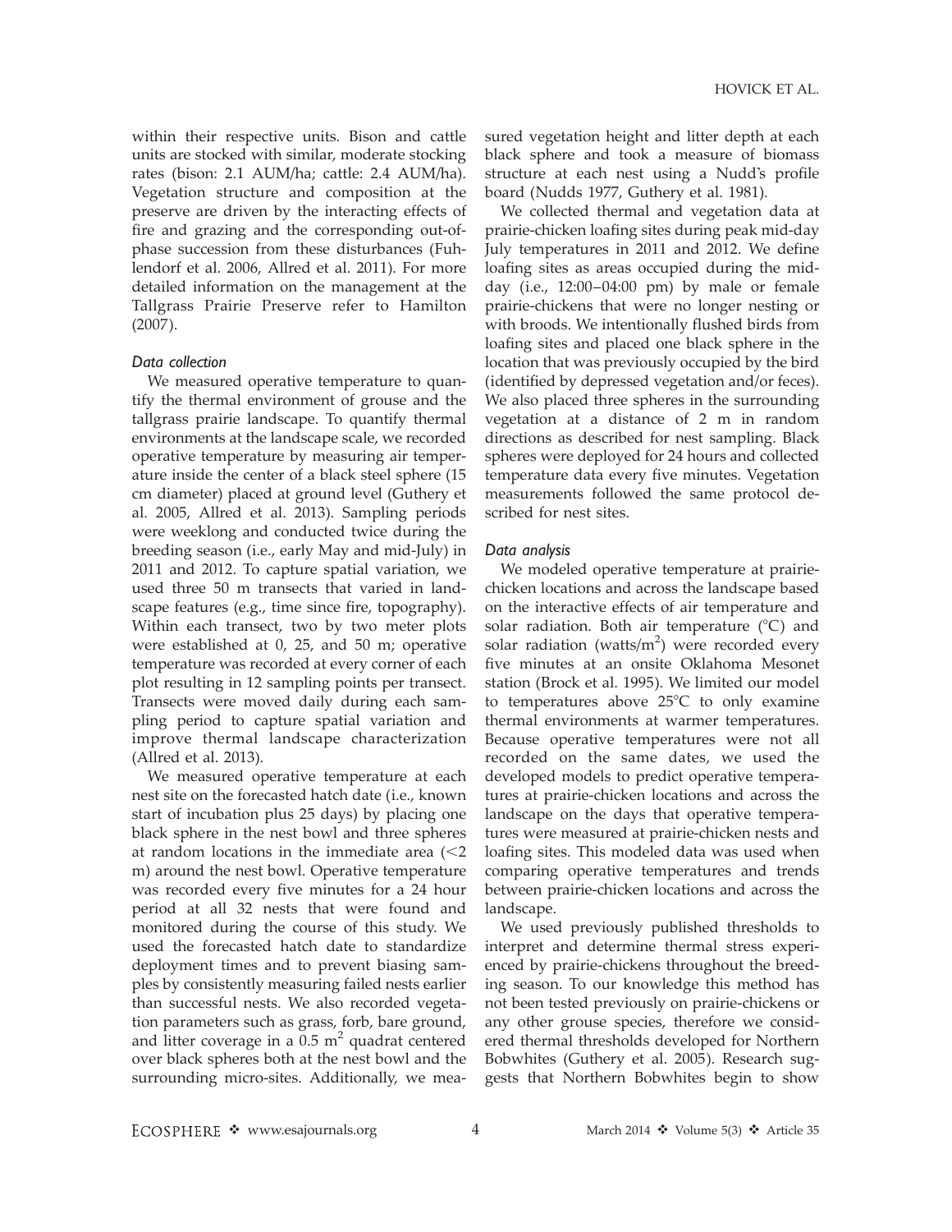within their respective units. Bison and cattle units are stocked with similar, moderate stocking rates (bison: 2.1 AUM/ha; cattle: 2.4 AUM/ha). Vegetation structure and composition at the preserve are driven by the interacting effects of fire and grazing and the corresponding out-of-phase succession from these disturbances (Fuhlendorf et al. 2006, Allred et al. 2011). For more detailed information on the management at the Tallgrass Prairie Preserve refer to Hamilton (2007).

### *Data collection*

We measured operative temperature to quantify the thermal environment of grouse and the tallgrass prairie landscape. To quantify thermal environments at the landscape scale, we recorded operative temperature by measuring air temperature inside the center of a black steel sphere (15 cm diameter) placed at ground level (Guthery et al. 2005, Allred et al. 2013). Sampling periods were weeklong and conducted twice during the breeding season (i.e., early May and mid-July) in 2011 and 2012. To capture spatial variation, we used three 50 m transects that varied in landscape features (e.g., time since fire, topography). Within each transect, two by two meter plots were established at 0, 25, and 50 m; operative temperature was recorded at every corner of each plot resulting in 12 sampling points per transect. Transects were moved daily during each sampling period to capture spatial variation and improve thermal landscape characterization (Allred et al. 2013).

We measured operative temperature at each nest site on the forecasted hatch date (i.e., known start of incubation plus 25 days) by placing one black sphere in the nest bowl and three spheres at random locations in the immediate area (<2 m) around the nest bowl. Operative temperature was recorded every five minutes for a 24 hour period at all 32 nests that were found and monitored during the course of this study. We used the forecasted hatch date to standardize deployment times and to prevent biasing samples by consistently measuring failed nests earlier than successful nests. We also recorded vegetation parameters such as grass, forb, bare ground, and litter coverage in a 0.5 $m^2$ quadrat centered over black spheres both at the nest bowl and the surrounding micro-sites. Additionally, we measured vegetation height and litter depth at each black sphere and took a measure of biomass structure at each nest using a Nudd's profile board (Nudds 1977, Guthery et al. 1981).

We collected thermal and vegetation data at prairie-chicken loafing sites during peak mid-day July temperatures in 2011 and 2012. We define loafing sites as areas occupied during the mid-day (i.e., 12:00–04:00 pm) by male or female prairie-chickens that were no longer nesting or with broods. We intentionally flushed birds from loafing sites and placed one black sphere in the location that was previously occupied by the bird (identified by depressed vegetation and/or feces). We also placed three spheres in the surrounding vegetation at a distance of 2 m in random directions as described for nest sampling. Black spheres were deployed for 24 hours and collected temperature data every five minutes. Vegetation measurements followed the same protocol described for nest sites.

### *Data analysis*

We modeled operative temperature at prairie-chicken locations and across the landscape based on the interactive effects of air temperature and solar radiation. Both air temperature (°C) and solar radiation (watts/$m^2$) were recorded every five minutes at an onsite Oklahoma Mesonet station (Brock et al. 1995). We limited our model to temperatures above 25°C to only examine thermal environments at warmer temperatures. Because operative temperatures were not all recorded on the same dates, we used the developed models to predict operative temperatures at prairie-chicken locations and across the landscape on the days that operative temperatures were measured at prairie-chicken nests and loafing sites. This modeled data was used when comparing operative temperatures and trends between prairie-chicken locations and across the landscape.

We used previously published thresholds to interpret and determine thermal stress experienced by prairie-chickens throughout the breeding season. To our knowledge this method has not been tested previously on prairie-chickens or any other grouse species, therefore we considered thermal thresholds developed for Northern Bobwhites (Guthery et al. 2005). Research suggests that Northern Bobwhites begin to show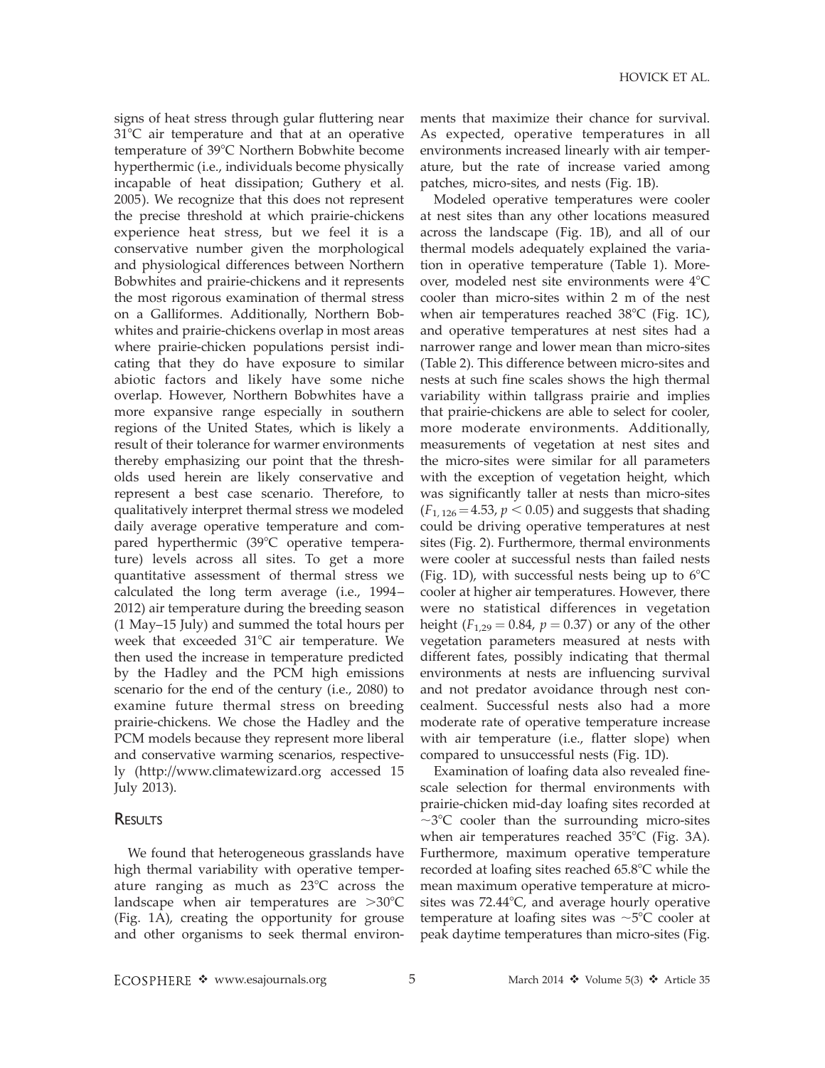signs of heat stress through gular fluttering near 31°C air temperature and that at an operative temperature of 39°C Northern Bobwhite become hyperthermic (i.e., individuals become physically incapable of heat dissipation; Guthery et al. 2005). We recognize that this does not represent the precise threshold at which prairie-chickens experience heat stress, but we feel it is a conservative number given the morphological and physiological differences between Northern Bobwhites and prairie-chickens and it represents the most rigorous examination of thermal stress on a Galliformes. Additionally, Northern Bobwhites and prairie-chickens overlap in most areas where prairie-chicken populations persist indicating that they do have exposure to similar abiotic factors and likely have some niche overlap. However, Northern Bobwhites have a more expansive range especially in southern regions of the United States, which is likely a result of their tolerance for warmer environments thereby emphasizing our point that the thresholds used herein are likely conservative and represent a best case scenario. Therefore, to qualitatively interpret thermal stress we modeled daily average operative temperature and compared hyperthermic (39°C operative temperature) levels across all sites. To get a more quantitative assessment of thermal stress we calculated the long term average (i.e., 1994–2012) air temperature during the breeding season (1 May–15 July) and summed the total hours per week that exceeded 31°C air temperature. We then used the increase in temperature predicted by the Hadley and the PCM high emissions scenario for the end of the century (i.e., 2080) to examine future thermal stress on breeding prairie-chickens. We chose the Hadley and the PCM models because they represent more liberal and conservative warming scenarios, respectively (http://www.climatewizard.org accessed 15 July 2013).

## Results

We found that heterogeneous grasslands have high thermal variability with operative temperature ranging as much as 23°C across the landscape when air temperatures are >30°C (Fig. 1A), creating the opportunity for grouse and other organisms to seek thermal environments that maximize their chance for survival. As expected, operative temperatures in all environments increased linearly with air temperature, but the rate of increase varied among patches, micro-sites, and nests (Fig. 1B).

Modeled operative temperatures were cooler at nest sites than any other locations measured across the landscape (Fig. 1B), and all of our thermal models adequately explained the variation in operative temperature (Table 1). Moreover, modeled nest site environments were 4°C cooler than micro-sites within 2 m of the nest when air temperatures reached 38°C (Fig. 1C), and operative temperatures at nest sites had a narrower range and lower mean than micro-sites (Table 2). This difference between micro-sites and nests at such fine scales shows the high thermal variability within tallgrass prairie and implies that prairie-chickens are able to select for cooler, more moderate environments. Additionally, measurements of vegetation at nest sites and the micro-sites were similar for all parameters with the exception of vegetation height, which was significantly taller at nests than micro-sites ($F_{1,126} = 4.53$, $p < 0.05$) and suggests that shading could be driving operative temperatures at nest sites (Fig. 2). Furthermore, thermal environments were cooler at successful nests than failed nests (Fig. 1D), with successful nests being up to 6°C cooler at higher air temperatures. However, there were no statistical differences in vegetation height ($F_{1,29} = 0.84$, $p = 0.37$) or any of the other vegetation parameters measured at nests with different fates, possibly indicating that thermal environments at nests are influencing survival and not predator avoidance through nest concealment. Successful nests also had a more moderate rate of operative temperature increase with air temperature (i.e., flatter slope) when compared to unsuccessful nests (Fig. 1D).

Examination of loafing data also revealed fine-scale selection for thermal environments with prairie-chicken mid-day loafing sites recorded at ~3°C cooler than the surrounding micro-sites when air temperatures reached 35°C (Fig. 3A). Furthermore, maximum operative temperature recorded at loafing sites reached 65.8°C while the mean maximum operative temperature at micro-sites was 72.44°C, and average hourly operative temperature at loafing sites was ~5°C cooler at peak daytime temperatures than micro-sites (Fig.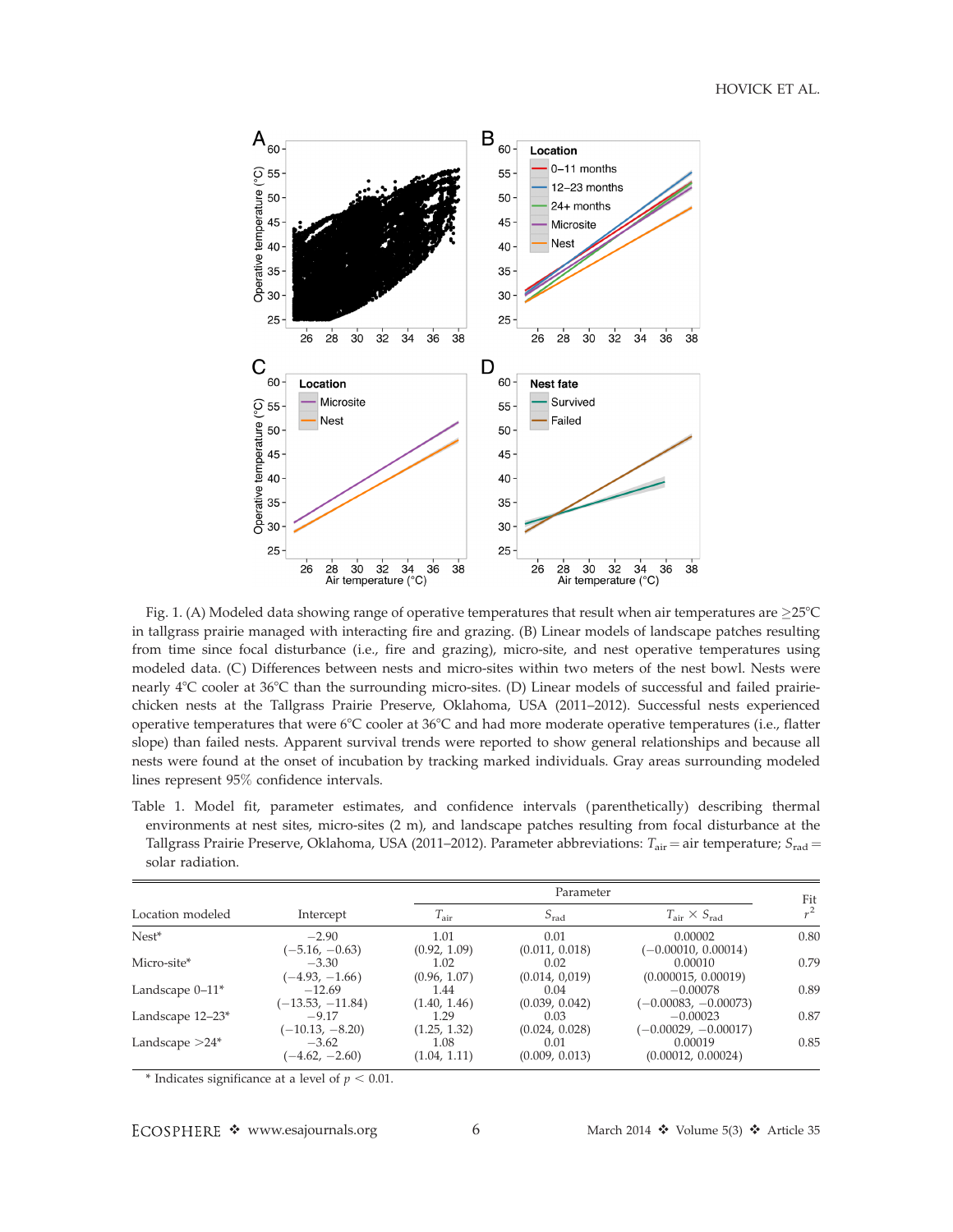Fig. 1. (A) Modeled data showing range of operative temperatures that result when air temperatures are ≥25°C in tallgrass prairie managed with interacting fire and grazing. (B) Linear models of landscape patches resulting from time since focal disturbance (i.e., fire and grazing), micro-site, and nest operative temperatures using modeled data. (C) Differences between nests and micro-sites within two meters of the nest bowl. Nests were nearly 4°C cooler at 36°C than the surrounding micro-sites. (D) Linear models of successful and failed prairie-chicken nests at the Tallgrass Prairie Preserve, Oklahoma, USA (2011–2012). Successful nests experienced operative temperatures that were 6°C cooler at 36°C and had more moderate operative temperatures (i.e., flatter slope) than failed nests. Apparent survival trends were reported to show general relationships and because all nests were found at the onset of incubation by tracking marked individuals. Gray areas surrounding modeled lines represent 95% confidence intervals.

Table 1. Model fit, parameter estimates, and confidence intervals (parenthetically) describing thermal environments at nest sites, micro-sites (2 m), and landscape patches resulting from focal disturbance at the Tallgrass Prairie Preserve, Oklahoma, USA (2011–2012). Parameter abbreviations: $T_{air}$ = air temperature; $S_{rad}$ = solar radiation.

| Location modeled | Intercept | Parameter $T_{air}$ | $S_{rad}$ | $T_{air} \times S_{rad}$ | Fit $r^2$ |
|---|---|---|---|---|---|
| Nest* | −2.90 (−5.16, −0.63) | 1.01 (0.92, 1.09) | 0.01 (0.011, 0.018) | 0.00002 (−0.00010, 0.00014) | 0.80 |
| Micro-site* | −3.30 (−4.93, −1.66) | 1.02 (0.96, 1.07) | 0.02 (0.014, 0,019) | 0.00010 (0.000015, 0.00019) | 0.79 |
| Landscape 0–11* | −12.69 (−13.53, −11.84) | 1.44 (1.40, 1.46) | 0.04 (0.039, 0.042) | −0.00078 (−0.00083, −0.00073) | 0.89 |
| Landscape 12–23* | −9.17 (−10.13, −8.20) | 1.29 (1.25, 1.32) | 0.03 (0.024, 0.028) | −0.00023 (−0.00029, −0.00017) | 0.87 |
| Landscape >24* | −3.62 (−4.62, −2.60) | 1.08 (1.04, 1.11) | 0.01 (0.009, 0.013) | 0.00019 (0.00012, 0.00024) | 0.85 |

\* Indicates significance at a level of $p < 0.01$.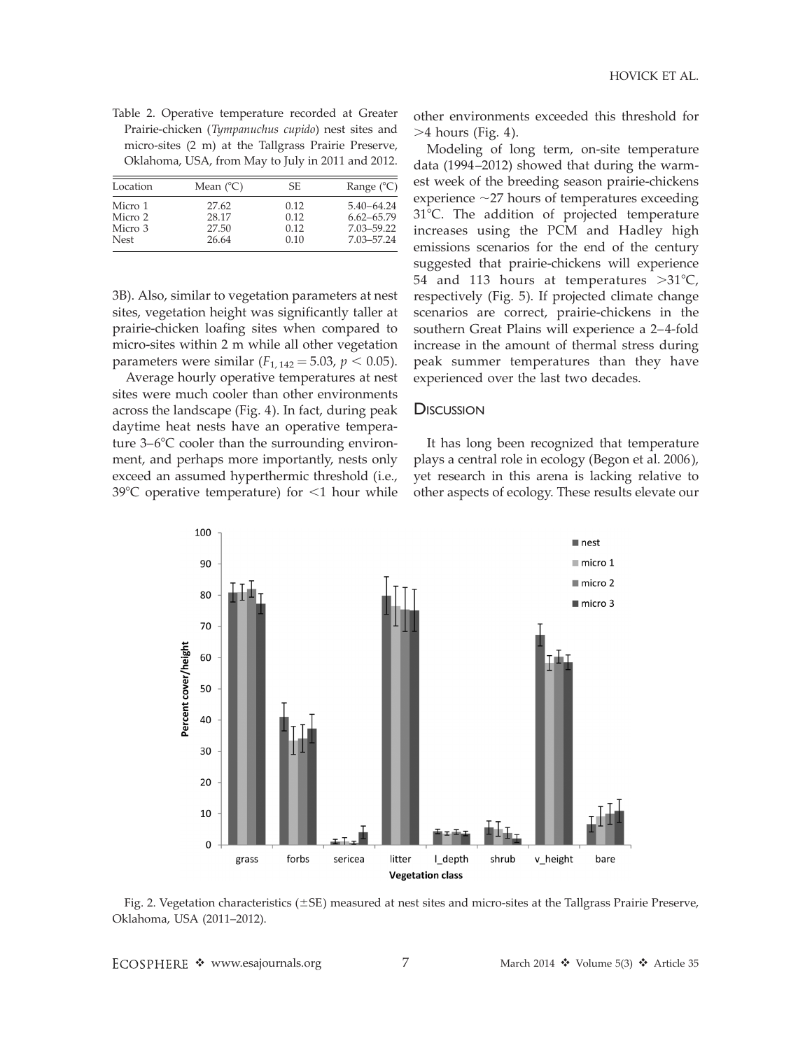Table 2. Operative temperature recorded at Greater Prairie-chicken (*Tympanuchus cupido*) nest sites and micro-sites (2 m) at the Tallgrass Prairie Preserve, Oklahoma, USA, from May to July in 2011 and 2012.

| Location | Mean (°C) | SE | Range (°C) |
|---|---|---|---|
| Micro 1 | 27.62 | 0.12 | 5.40–64.24 |
| Micro 2 | 28.17 | 0.12 | 6.62–65.79 |
| Micro 3 | 27.50 | 0.12 | 7.03–59.22 |
| Nest | 26.64 | 0.10 | 7.03–57.24 |

3B). Also, similar to vegetation parameters at nest sites, vegetation height was significantly taller at prairie-chicken loafing sites when compared to micro-sites within 2 m while all other vegetation parameters were similar ($F_{1,142} = 5.03$, $p < 0.05$).

Average hourly operative temperatures at nest sites were much cooler than other environments across the landscape (Fig. 4). In fact, during peak daytime heat nests have an operative temperature 3–6°C cooler than the surrounding environment, and perhaps more importantly, nests only exceed an assumed hyperthermic threshold (i.e., 39°C operative temperature) for <1 hour while other environments exceeded this threshold for >4 hours (Fig. 4).

Modeling of long term, on-site temperature data (1994–2012) showed that during the warmest week of the breeding season prairie-chickens experience ~27 hours of temperatures exceeding 31°C. The addition of projected temperature increases using the PCM and Hadley high emissions scenarios for the end of the century suggested that prairie-chickens will experience 54 and 113 hours at temperatures >31°C, respectively (Fig. 5). If projected climate change scenarios are correct, prairie-chickens in the southern Great Plains will experience a 2–4-fold increase in the amount of thermal stress during peak summer temperatures than they have experienced over the last two decades.

## Discussion

It has long been recognized that temperature plays a central role in ecology (Begon et al. 2006), yet research in this arena is lacking relative to other aspects of ecology. These results elevate our

Fig. 2. Vegetation characteristics (±SE) measured at nest sites and micro-sites at the Tallgrass Prairie Preserve, Oklahoma, USA (2011–2012).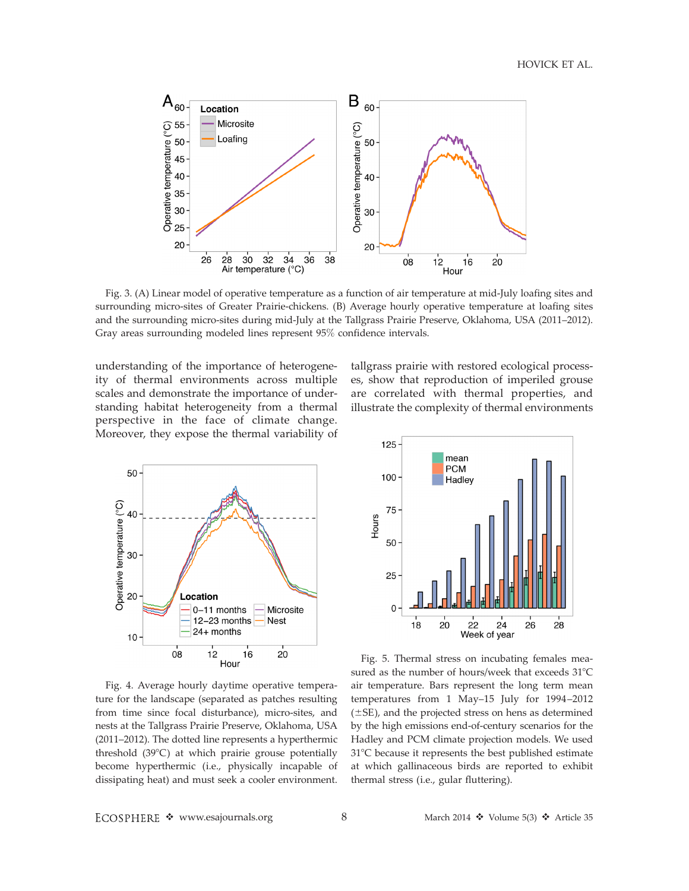Fig. 3. (A) Linear model of operative temperature as a function of air temperature at mid-July loafing sites and surrounding micro-sites of Greater Prairie-chickens. (B) Average hourly operative temperature at loafing sites and the surrounding micro-sites during mid-July at the Tallgrass Prairie Preserve, Oklahoma, USA (2011–2012). Gray areas surrounding modeled lines represent 95% confidence intervals.

understanding of the importance of heterogeneity of thermal environments across multiple scales and demonstrate the importance of understanding habitat heterogeneity from a thermal perspective in the face of climate change. Moreover, they expose the thermal variability of tallgrass prairie with restored ecological processes, show that reproduction of imperiled grouse are correlated with thermal properties, and illustrate the complexity of thermal environments

Fig. 4. Average hourly daytime operative temperature for the landscape (separated as patches resulting from time since focal disturbance), micro-sites, and nests at the Tallgrass Prairie Preserve, Oklahoma, USA (2011–2012). The dotted line represents a hyperthermic threshold (39°C) at which prairie grouse potentially become hyperthermic (i.e., physically incapable of dissipating heat) and must seek a cooler environment.

Fig. 5. Thermal stress on incubating females measured as the number of hours/week that exceeds 31°C air temperature. Bars represent the long term mean temperatures from 1 May–15 July for 1994–2012 (±SE), and the projected stress on hens as determined by the high emissions end-of-century scenarios for the Hadley and PCM climate projection models. We used 31°C because it represents the best published estimate at which gallinaceous birds are reported to exhibit thermal stress (i.e., gular fluttering).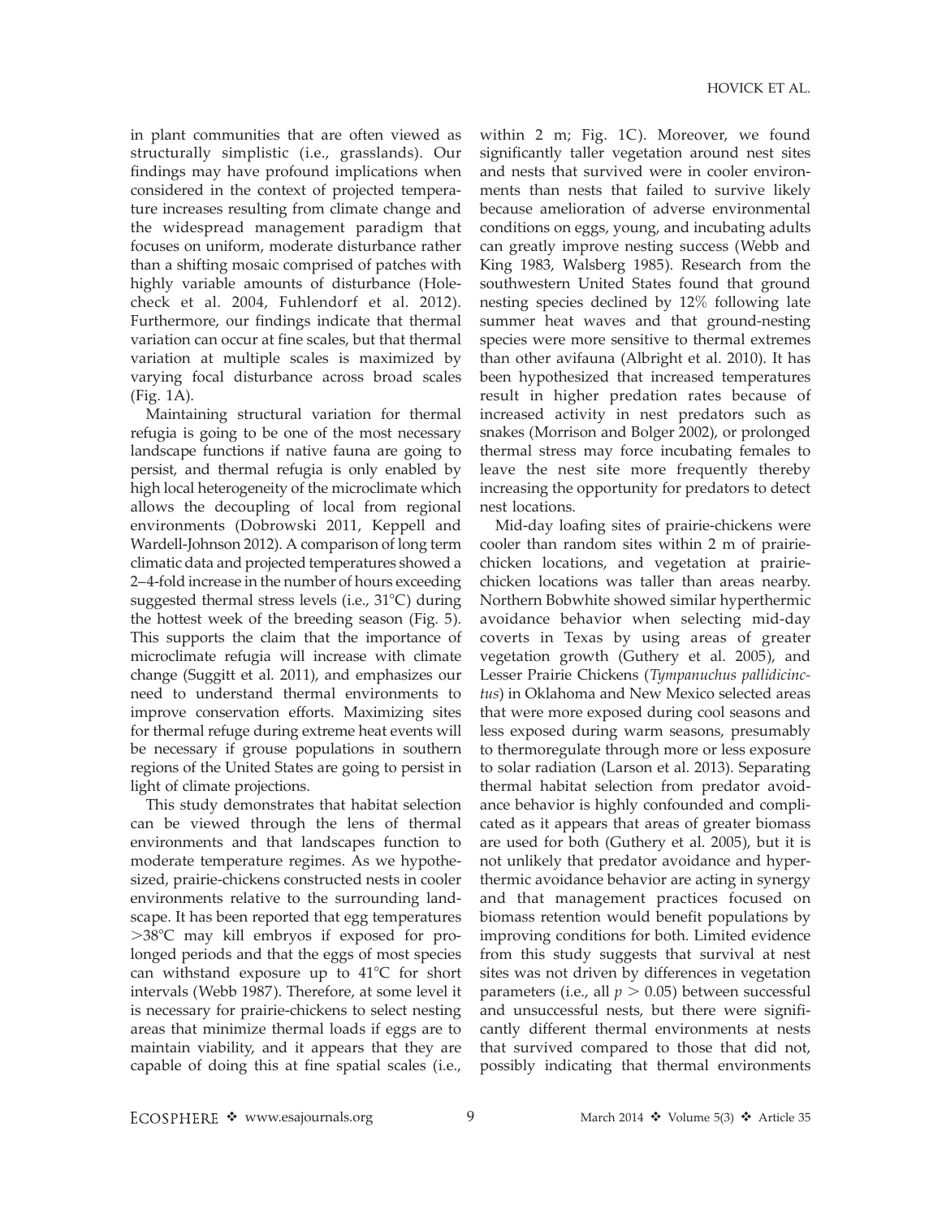in plant communities that are often viewed as structurally simplistic (i.e., grasslands). Our findings may have profound implications when considered in the context of projected temperature increases resulting from climate change and the widespread management paradigm that focuses on uniform, moderate disturbance rather than a shifting mosaic comprised of patches with highly variable amounts of disturbance (Holecheck et al. 2004, Fuhlendorf et al. 2012). Furthermore, our findings indicate that thermal variation can occur at fine scales, but that thermal variation at multiple scales is maximized by varying focal disturbance across broad scales (Fig. 1A).

Maintaining structural variation for thermal refugia is going to be one of the most necessary landscape functions if native fauna are going to persist, and thermal refugia is only enabled by high local heterogeneity of the microclimate which allows the decoupling of local from regional environments (Dobrowski 2011, Keppell and Wardell-Johnson 2012). A comparison of long term climatic data and projected temperatures showed a 2–4-fold increase in the number of hours exceeding suggested thermal stress levels (i.e., 31°C) during the hottest week of the breeding season (Fig. 5). This supports the claim that the importance of microclimate refugia will increase with climate change (Suggitt et al. 2011), and emphasizes our need to understand thermal environments to improve conservation efforts. Maximizing sites for thermal refuge during extreme heat events will be necessary if grouse populations in southern regions of the United States are going to persist in light of climate projections.

This study demonstrates that habitat selection can be viewed through the lens of thermal environments and that landscapes function to moderate temperature regimes. As we hypothesized, prairie-chickens constructed nests in cooler environments relative to the surrounding landscape. It has been reported that egg temperatures >38°C may kill embryos if exposed for prolonged periods and that the eggs of most species can withstand exposure up to 41°C for short intervals (Webb 1987). Therefore, at some level it is necessary for prairie-chickens to select nesting areas that minimize thermal loads if eggs are to maintain viability, and it appears that they are capable of doing this at fine spatial scales (i.e., within 2 m; Fig. 1C). Moreover, we found significantly taller vegetation around nest sites and nests that survived were in cooler environments than nests that failed to survive likely because amelioration of adverse environmental conditions on eggs, young, and incubating adults can greatly improve nesting success (Webb and King 1983, Walsberg 1985). Research from the southwestern United States found that ground nesting species declined by 12% following late summer heat waves and that ground-nesting species were more sensitive to thermal extremes than other avifauna (Albright et al. 2010). It has been hypothesized that increased temperatures result in higher predation rates because of increased activity in nest predators such as snakes (Morrison and Bolger 2002), or prolonged thermal stress may force incubating females to leave the nest site more frequently thereby increasing the opportunity for predators to detect nest locations.

Mid-day loafing sites of prairie-chickens were cooler than random sites within 2 m of prairie-chicken locations, and vegetation at prairie-chicken locations was taller than areas nearby. Northern Bobwhite showed similar hyperthermic avoidance behavior when selecting mid-day coverts in Texas by using areas of greater vegetation growth (Guthery et al. 2005), and Lesser Prairie Chickens (*Tympanuchus pallidicinctus*) in Oklahoma and New Mexico selected areas that were more exposed during cool seasons and less exposed during warm seasons, presumably to thermoregulate through more or less exposure to solar radiation (Larson et al. 2013). Separating thermal habitat selection from predator avoidance behavior is highly confounded and complicated as it appears that areas of greater biomass are used for both (Guthery et al. 2005), but it is not unlikely that predator avoidance and hyperthermic avoidance behavior are acting in synergy and that management practices focused on biomass retention would benefit populations by improving conditions for both. Limited evidence from this study suggests that survival at nest sites was not driven by differences in vegetation parameters (i.e., all $p > 0.05$) between successful and unsuccessful nests, but there were significantly different thermal environments at nests that survived compared to those that did not, possibly indicating that thermal environments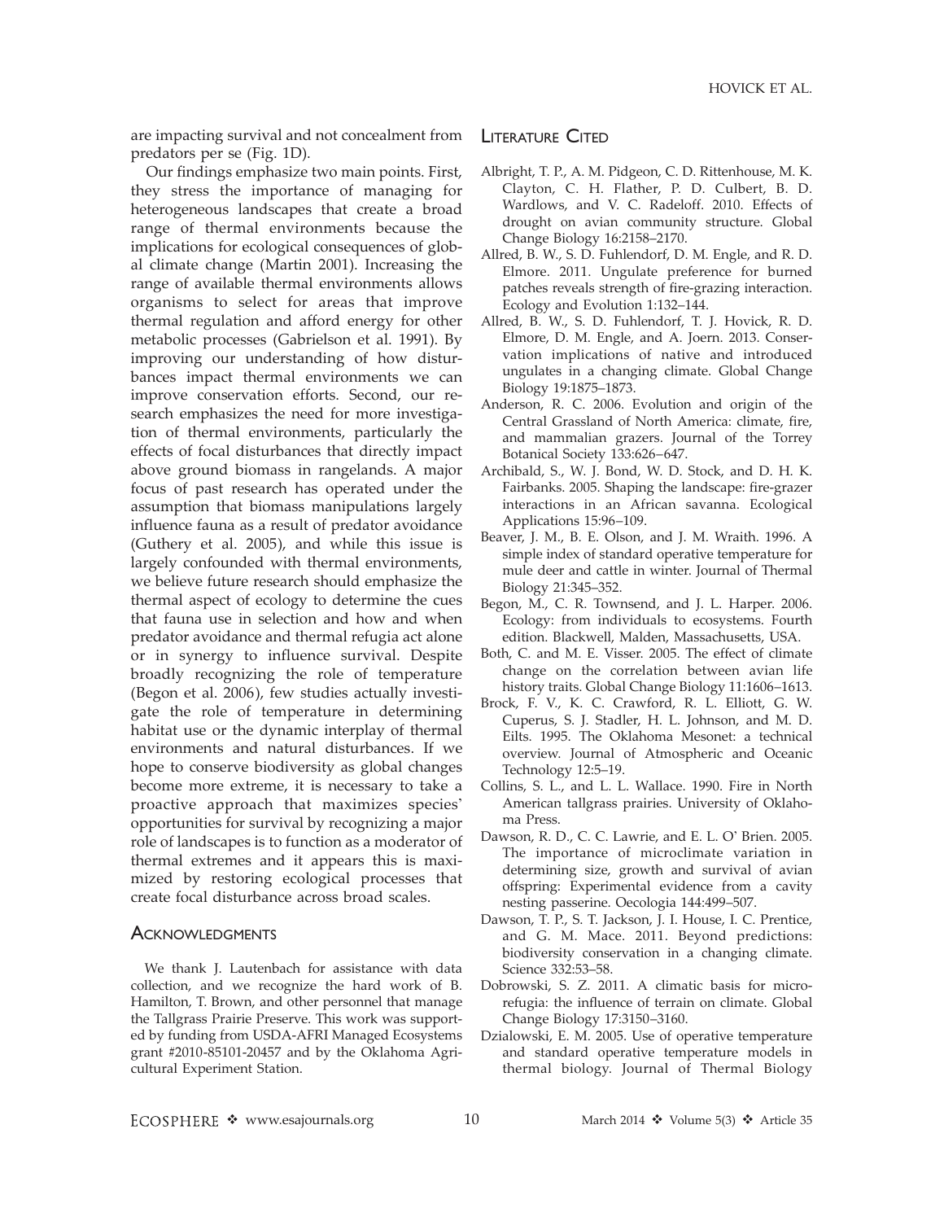are impacting survival and not concealment from predators per se (Fig. 1D).

Our findings emphasize two main points. First, they stress the importance of managing for heterogeneous landscapes that create a broad range of thermal environments because the implications for ecological consequences of global climate change (Martin 2001). Increasing the range of available thermal environments allows organisms to select for areas that improve thermal regulation and afford energy for other metabolic processes (Gabrielson et al. 1991). By improving our understanding of how disturbances impact thermal environments we can improve conservation efforts. Second, our research emphasizes the need for more investigation of thermal environments, particularly the effects of focal disturbances that directly impact above ground biomass in rangelands. A major focus of past research has operated under the assumption that biomass manipulations largely influence fauna as a result of predator avoidance (Guthery et al. 2005), and while this issue is largely confounded with thermal environments, we believe future research should emphasize the thermal aspect of ecology to determine the cues that fauna use in selection and how and when predator avoidance and thermal refugia act alone or in synergy to influence survival. Despite broadly recognizing the role of temperature (Begon et al. 2006), few studies actually investigate the role of temperature in determining habitat use or the dynamic interplay of thermal environments and natural disturbances. If we hope to conserve biodiversity as global changes become more extreme, it is necessary to take a proactive approach that maximizes species' opportunities for survival by recognizing a major role of landscapes is to function as a moderator of thermal extremes and it appears this is maximized by restoring ecological processes that create focal disturbance across broad scales.

## Acknowledgments

We thank J. Lautenbach for assistance with data collection, and we recognize the hard work of B. Hamilton, T. Brown, and other personnel that manage the Tallgrass Prairie Preserve. This work was supported by funding from USDA-AFRI Managed Ecosystems grant #2010-85101-20457 and by the Oklahoma Agricultural Experiment Station.

## Literature Cited

Albright, T. P., A. M. Pidgeon, C. D. Rittenhouse, M. K. Clayton, C. H. Flather, P. D. Culbert, B. D. Wardlows, and V. C. Radeloff. 2010. Effects of drought on avian community structure. Global Change Biology 16:2158–2170.

Allred, B. W., S. D. Fuhlendorf, D. M. Engle, and R. D. Elmore. 2011. Ungulate preference for burned patches reveals strength of fire-grazing interaction. Ecology and Evolution 1:132–144.

Allred, B. W., S. D. Fuhlendorf, T. J. Hovick, R. D. Elmore, D. M. Engle, and A. Joern. 2013. Conservation implications of native and introduced ungulates in a changing climate. Global Change Biology 19:1875–1873.

Anderson, R. C. 2006. Evolution and origin of the Central Grassland of North America: climate, fire, and mammalian grazers. Journal of the Torrey Botanical Society 133:626–647.

Archibald, S., W. J. Bond, W. D. Stock, and D. H. K. Fairbanks. 2005. Shaping the landscape: fire-grazer interactions in an African savanna. Ecological Applications 15:96–109.

Beaver, J. M., B. E. Olson, and J. M. Wraith. 1996. A simple index of standard operative temperature for mule deer and cattle in winter. Journal of Thermal Biology 21:345–352.

Begon, M., C. R. Townsend, and J. L. Harper. 2006. Ecology: from individuals to ecosystems. Fourth edition. Blackwell, Malden, Massachusetts, USA.

Both, C. and M. E. Visser. 2005. The effect of climate change on the correlation between avian life history traits. Global Change Biology 11:1606–1613.

Brock, F. V., K. C. Crawford, R. L. Elliott, G. W. Cuperus, S. J. Stadler, H. L. Johnson, and M. D. Eilts. 1995. The Oklahoma Mesonet: a technical overview. Journal of Atmospheric and Oceanic Technology 12:5–19.

Collins, S. L., and L. L. Wallace. 1990. Fire in North American tallgrass prairies. University of Oklahoma Press.

Dawson, R. D., C. C. Lawrie, and E. L. O' Brien. 2005. The importance of microclimate variation in determining size, growth and survival of avian offspring: Experimental evidence from a cavity nesting passerine. Oecologia 144:499–507.

Dawson, T. P., S. T. Jackson, J. I. House, I. C. Prentice, and G. M. Mace. 2011. Beyond predictions: biodiversity conservation in a changing climate. Science 332:53–58.

Dobrowski, S. Z. 2011. A climatic basis for microrefugia: the influence of terrain on climate. Global Change Biology 17:3150–3160.

Dzialowski, E. M. 2005. Use of operative temperature and standard operative temperature models in thermal biology. Journal of Thermal Biology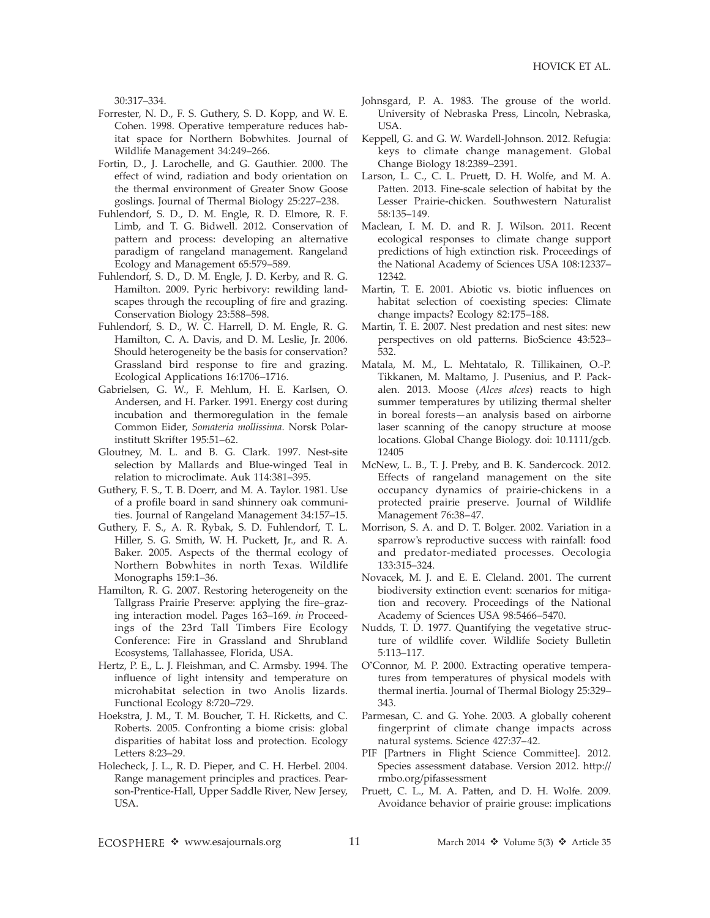30:317–334.

Forrester, N. D., F. S. Guthery, S. D. Kopp, and W. E. Cohen. 1998. Operative temperature reduces habitat space for Northern Bobwhites. Journal of Wildlife Management 34:249–266.

Fortin, D., J. Larochelle, and G. Gauthier. 2000. The effect of wind, radiation and body orientation on the thermal environment of Greater Snow Goose goslings. Journal of Thermal Biology 25:227–238.

Fuhlendorf, S. D., D. M. Engle, R. D. Elmore, R. F. Limb, and T. G. Bidwell. 2012. Conservation of pattern and process: developing an alternative paradigm of rangeland management. Rangeland Ecology and Management 65:579–589.

Fuhlendorf, S. D., D. M. Engle, J. D. Kerby, and R. G. Hamilton. 2009. Pyric herbivory: rewilding landscapes through the recoupling of fire and grazing. Conservation Biology 23:588–598.

Fuhlendorf, S. D., W. C. Harrell, D. M. Engle, R. G. Hamilton, C. A. Davis, and D. M. Leslie, Jr. 2006. Should heterogeneity be the basis for conservation? Grassland bird response to fire and grazing. Ecological Applications 16:1706–1716.

Gabrielsen, G. W., F. Mehlum, H. E. Karlsen, O. Andersen, and H. Parker. 1991. Energy cost during incubation and thermoregulation in the female Common Eider, *Somateria mollissima*. Norsk Polarinstitutt Skrifter 195:51–62.

Gloutney, M. L. and B. G. Clark. 1997. Nest-site selection by Mallards and Blue-winged Teal in relation to microclimate. Auk 114:381–395.

Guthery, F. S., T. B. Doerr, and M. A. Taylor. 1981. Use of a profile board in sand shinnery oak communities. Journal of Rangeland Management 34:157–15.

Guthery, F. S., A. R. Rybak, S. D. Fuhlendorf, T. L. Hiller, S. G. Smith, W. H. Puckett, Jr., and R. A. Baker. 2005. Aspects of the thermal ecology of Northern Bobwhites in north Texas. Wildlife Monographs 159:1–36.

Hamilton, R. G. 2007. Restoring heterogeneity on the Tallgrass Prairie Preserve: applying the fire–grazing interaction model. Pages 163–169. *in* Proceedings of the 23rd Tall Timbers Fire Ecology Conference: Fire in Grassland and Shrubland Ecosystems, Tallahassee, Florida, USA.

Hertz, P. E., L. J. Fleishman, and C. Armsby. 1994. The influence of light intensity and temperature on microhabitat selection in two Anolis lizards. Functional Ecology 8:720–729.

Hoekstra, J. M., T. M. Boucher, T. H. Ricketts, and C. Roberts. 2005. Confronting a biome crisis: global disparities of habitat loss and protection. Ecology Letters 8:23–29.

Holecheck, J. L., R. D. Pieper, and C. H. Herbel. 2004. Range management principles and practices. Pearson-Prentice-Hall, Upper Saddle River, New Jersey, USA.

Johnsgard, P. A. 1983. The grouse of the world. University of Nebraska Press, Lincoln, Nebraska, USA.

Keppell, G. and G. W. Wardell-Johnson. 2012. Refugia: keys to climate change management. Global Change Biology 18:2389–2391.

Larson, L. C., C. L. Pruett, D. H. Wolfe, and M. A. Patten. 2013. Fine-scale selection of habitat by the Lesser Prairie-chicken. Southwestern Naturalist 58:135–149.

Maclean, I. M. D. and R. J. Wilson. 2011. Recent ecological responses to climate change support predictions of high extinction risk. Proceedings of the National Academy of Sciences USA 108:12337–12342.

Martin, T. E. 2001. Abiotic vs. biotic influences on habitat selection of coexisting species: Climate change impacts? Ecology 82:175–188.

Martin, T. E. 2007. Nest predation and nest sites: new perspectives on old patterns. BioScience 43:523–532.

Matala, M. M., L. Mehtatalo, R. Tillikainen, O.-P. Tikkanen, M. Maltamo, J. Pusenius, and P. Packalen. 2013. Moose (*Alces alces*) reacts to high summer temperatures by utilizing thermal shelter in boreal forests—an analysis based on airborne laser scanning of the canopy structure at moose locations. Global Change Biology. doi: 10.1111/gcb.12405

McNew, L. B., T. J. Preby, and B. K. Sandercock. 2012. Effects of rangeland management on the site occupancy dynamics of prairie-chickens in a protected prairie preserve. Journal of Wildlife Management 76:38–47.

Morrison, S. A. and D. T. Bolger. 2002. Variation in a sparrow's reproductive success with rainfall: food and predator-mediated processes. Oecologia 133:315–324.

Novacek, M. J. and E. E. Cleland. 2001. The current biodiversity extinction event: scenarios for mitigation and recovery. Proceedings of the National Academy of Sciences USA 98:5466–5470.

Nudds, T. D. 1977. Quantifying the vegetative structure of wildlife cover. Wildlife Society Bulletin 5:113–117.

O'Connor, M. P. 2000. Extracting operative temperatures from temperatures of physical models with thermal inertia. Journal of Thermal Biology 25:329–343.

Parmesan, C. and G. Yohe. 2003. A globally coherent fingerprint of climate change impacts across natural systems. Science 427:37–42.

PIF [Partners in Flight Science Committee]. 2012. Species assessment database. Version 2012. http://rmbo.org/pifassessment

Pruett, C. L., M. A. Patten, and D. H. Wolfe. 2009. Avoidance behavior of prairie grouse: implications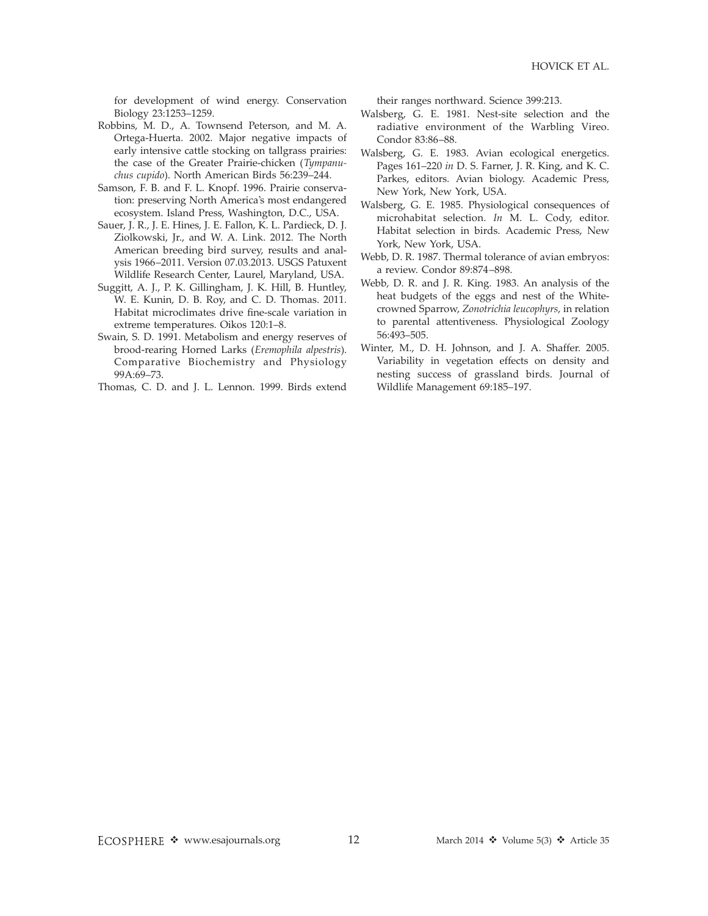for development of wind energy. Conservation Biology 23:1253–1259.

Robbins, M. D., A. Townsend Peterson, and M. A. Ortega-Huerta. 2002. Major negative impacts of early intensive cattle stocking on tallgrass prairies: the case of the Greater Prairie-chicken (*Tympanuchus cupido*). North American Birds 56:239–244.

Samson, F. B. and F. L. Knopf. 1996. Prairie conservation: preserving North America's most endangered ecosystem. Island Press, Washington, D.C., USA.

Sauer, J. R., J. E. Hines, J. E. Fallon, K. L. Pardieck, D. J. Ziolkowski, Jr., and W. A. Link. 2012. The North American breeding bird survey, results and analysis 1966–2011. Version 07.03.2013. USGS Patuxent Wildlife Research Center, Laurel, Maryland, USA.

Suggitt, A. J., P. K. Gillingham, J. K. Hill, B. Huntley, W. E. Kunin, D. B. Roy, and C. D. Thomas. 2011. Habitat microclimates drive fine-scale variation in extreme temperatures. Oikos 120:1–8.

Swain, S. D. 1991. Metabolism and energy reserves of brood-rearing Horned Larks (*Eremophila alpestris*). Comparative Biochemistry and Physiology 99A:69–73.

Thomas, C. D. and J. L. Lennon. 1999. Birds extend their ranges northward. Science 399:213.

Walsberg, G. E. 1981. Nest-site selection and the radiative environment of the Warbling Vireo. Condor 83:86–88.

Walsberg, G. E. 1983. Avian ecological energetics. Pages 161–220 *in* D. S. Farner, J. R. King, and K. C. Parkes, editors. Avian biology. Academic Press, New York, New York, USA.

Walsberg, G. E. 1985. Physiological consequences of microhabitat selection. *In* M. L. Cody, editor. Habitat selection in birds. Academic Press, New York, New York, USA.

Webb, D. R. 1987. Thermal tolerance of avian embryos: a review. Condor 89:874–898.

Webb, D. R. and J. R. King. 1983. An analysis of the heat budgets of the eggs and nest of the White-crowned Sparrow, *Zonotrichia leucophyrs*, in relation to parental attentiveness. Physiological Zoology 56:493–505.

Winter, M., D. H. Johnson, and J. A. Shaffer. 2005. Variability in vegetation effects on density and nesting success of grassland birds. Journal of Wildlife Management 69:185–197.